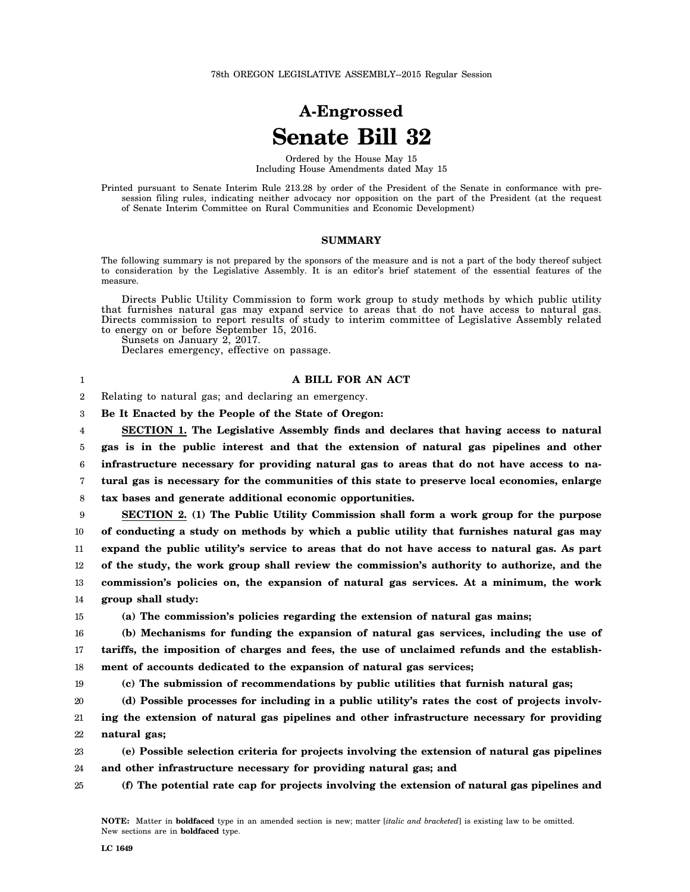78th OREGON LEGISLATIVE ASSEMBLY--2015 Regular Session

# A-Engrossed
# Senate Bill 32

Ordered by the House May 15
Including House Amendments dated May 15

Printed pursuant to Senate Interim Rule 213.28 by order of the President of the Senate in conformance with presession filing rules, indicating neither advocacy nor opposition on the part of the President (at the request of Senate Interim Committee on Rural Communities and Economic Development)

## SUMMARY

The following summary is not prepared by the sponsors of the measure and is not a part of the body thereof subject to consideration by the Legislative Assembly. It is an editor's brief statement of the essential features of the measure.

Directs Public Utility Commission to form work group to study methods by which public utility that furnishes natural gas may expand service to areas that do not have access to natural gas. Directs commission to report results of study to interim committee of Legislative Assembly related to energy on or before September 15, 2016.

Sunsets on January 2, 2017.

Declares emergency, effective on passage.

**A BILL FOR AN ACT**

Relating to natural gas; and declaring an emergency.

**Be It Enacted by the People of the State of Oregon:**

**SECTION 1. The Legislative Assembly finds and declares that having access to natural gas is in the public interest and that the extension of natural gas pipelines and other infrastructure necessary for providing natural gas to areas that do not have access to natural gas is necessary for the communities of this state to preserve local economies, enlarge tax bases and generate additional economic opportunities.**

**SECTION 2. (1) The Public Utility Commission shall form a work group for the purpose of conducting a study on methods by which a public utility that furnishes natural gas may expand the public utility's service to areas that do not have access to natural gas. As part of the study, the work group shall review the commission's authority to authorize, and the commission's policies on, the expansion of natural gas services. At a minimum, the work group shall study:**

**(a) The commission's policies regarding the extension of natural gas mains;**

**(b) Mechanisms for funding the expansion of natural gas services, including the use of tariffs, the imposition of charges and fees, the use of unclaimed refunds and the establishment of accounts dedicated to the expansion of natural gas services;**

**(c) The submission of recommendations by public utilities that furnish natural gas;**

**(d) Possible processes for including in a public utility's rates the cost of projects involving the extension of natural gas pipelines and other infrastructure necessary for providing natural gas;**

**(e) Possible selection criteria for projects involving the extension of natural gas pipelines and other infrastructure necessary for providing natural gas; and**

**(f) The potential rate cap for projects involving the extension of natural gas pipelines and**

**NOTE:** Matter in **boldfaced** type in an amended section is new; matter [*italic and bracketed*] is existing law to be omitted. New sections are in **boldfaced** type.

LC 1649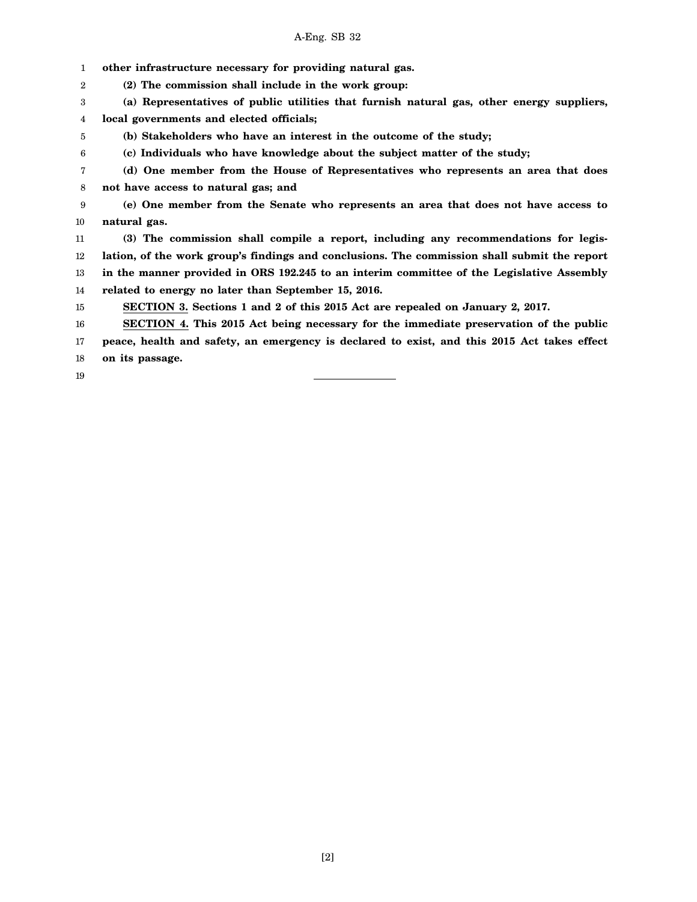**other infrastructure necessary for providing natural gas.**

**(2) The commission shall include in the work group:**

**(a) Representatives of public utilities that furnish natural gas, other energy suppliers, local governments and elected officials;**

**(b) Stakeholders who have an interest in the outcome of the study;**

**(c) Individuals who have knowledge about the subject matter of the study;**

**(d) One member from the House of Representatives who represents an area that does not have access to natural gas; and**

**(e) One member from the Senate who represents an area that does not have access to natural gas.**

**(3) The commission shall compile a report, including any recommendations for legislation, of the work group's findings and conclusions. The commission shall submit the report in the manner provided in ORS 192.245 to an interim committee of the Legislative Assembly related to energy no later than September 15, 2016.**

**SECTION 3. Sections 1 and 2 of this 2015 Act are repealed on January 2, 2017.**

**SECTION 4. This 2015 Act being necessary for the immediate preservation of the public peace, health and safety, an emergency is declared to exist, and this 2015 Act takes effect on its passage.**